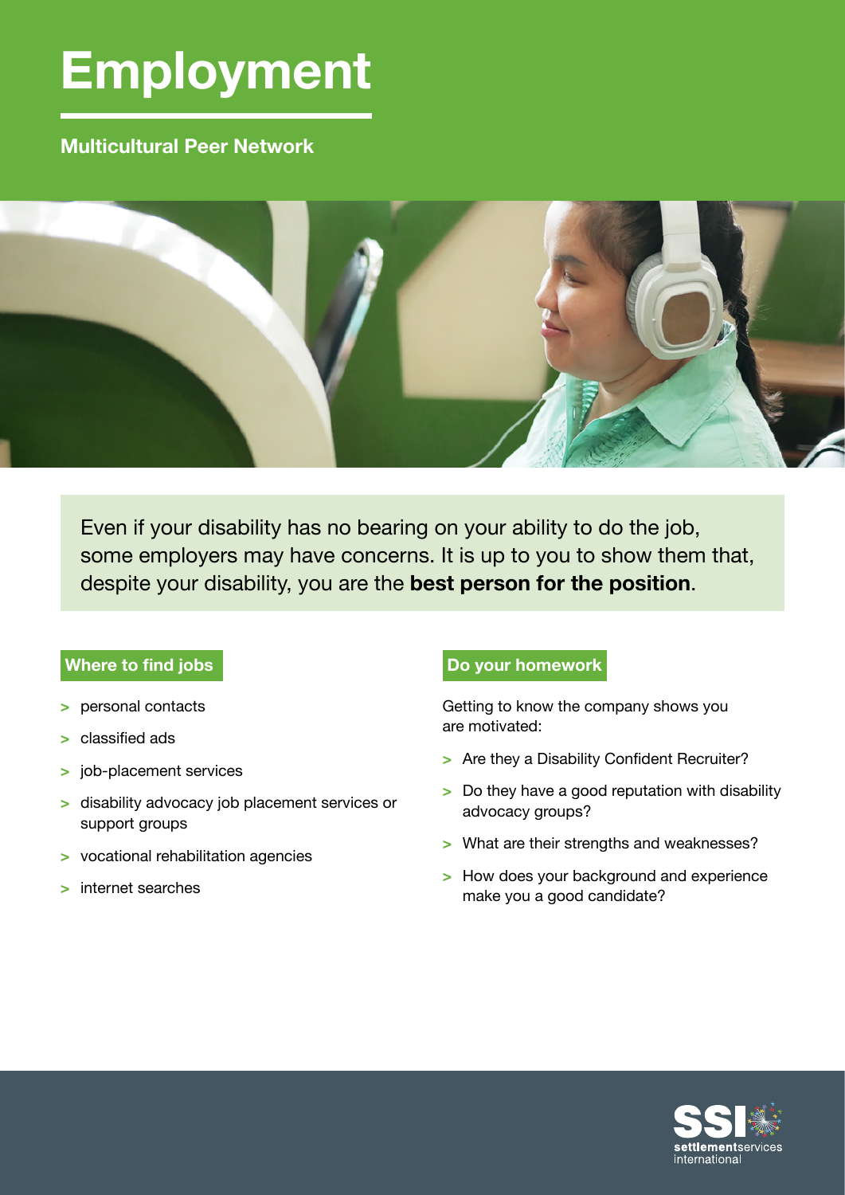# Employment

**Multicultural Peer Network**

Even if your disability has no bearing on your ability to do the job, some employers may have concerns. It is up to you to show them that, despite your disability, you are the **best person for the position**.

## Where to find jobs

- personal contacts
- classified ads
- job-placement services
- disability advocacy job placement services or support groups
- vocational rehabilitation agencies
- internet searches

## Do your homework

Getting to know the company shows you are motivated:

- Are they a Disability Confident Recruiter?
- Do they have a good reputation with disability advocacy groups?
- What are their strengths and weaknesses?
- How does your background and experience make you a good candidate?

SSI settlementservices international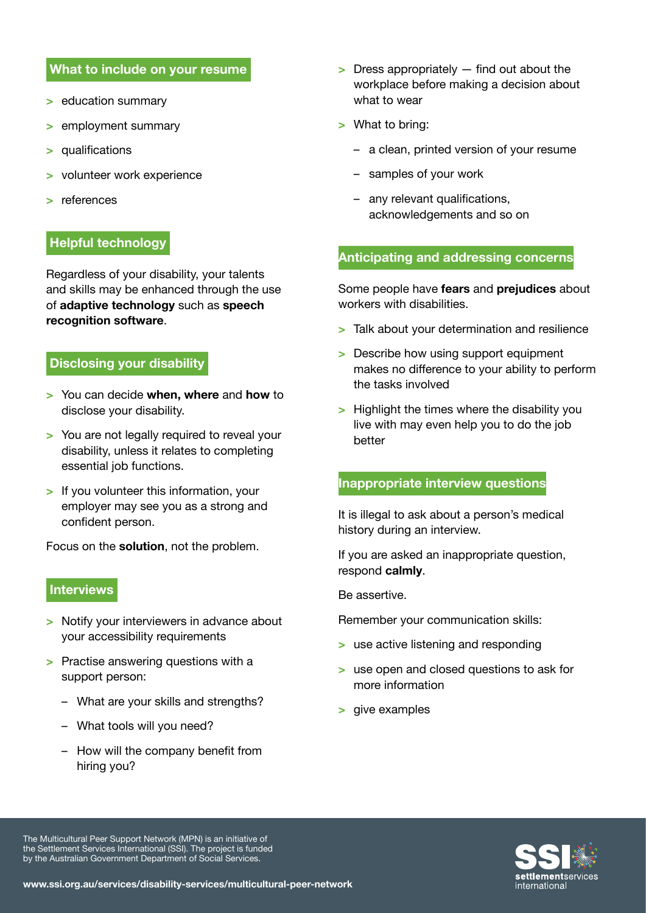## What to include on your resume

- education summary
- employment summary
- qualifications
- volunteer work experience
- references

## Helpful technology

Regardless of your disability, your talents and skills may be enhanced through the use of **adaptive technology** such as **speech recognition software**.

## Disclosing your disability

- You can decide **when, where** and **how** to disclose your disability.
- You are not legally required to reveal your disability, unless it relates to completing essential job functions.
- If you volunteer this information, your employer may see you as a strong and confident person.

Focus on the **solution**, not the problem.

## Interviews

- Notify your interviewers in advance about your accessibility requirements
- Practise answering questions with a support person:
  - What are your skills and strengths?
  - What tools will you need?
  - How will the company benefit from hiring you?
- Dress appropriately — find out about the workplace before making a decision about what to wear
- What to bring:
  - a clean, printed version of your resume
  - samples of your work
  - any relevant qualifications, acknowledgements and so on

## Anticipating and addressing concerns

Some people have **fears** and **prejudices** about workers with disabilities.

- Talk about your determination and resilience
- Describe how using support equipment makes no difference to your ability to perform the tasks involved
- Highlight the times where the disability you live with may even help you to do the job better

## Inappropriate interview questions

It is illegal to ask about a person's medical history during an interview.

If you are asked an inappropriate question, respond **calmly**.

Be assertive.

Remember your communication skills:

- use active listening and responding
- use open and closed questions to ask for more information
- give examples

The Multicultural Peer Support Network (MPN) is an initiative of the Settlement Services International (SSI). The project is funded by the Australian Government Department of Social Services.

**www.ssi.org.au/services/disability-services/multicultural-peer-network**

SSI settlementservices international